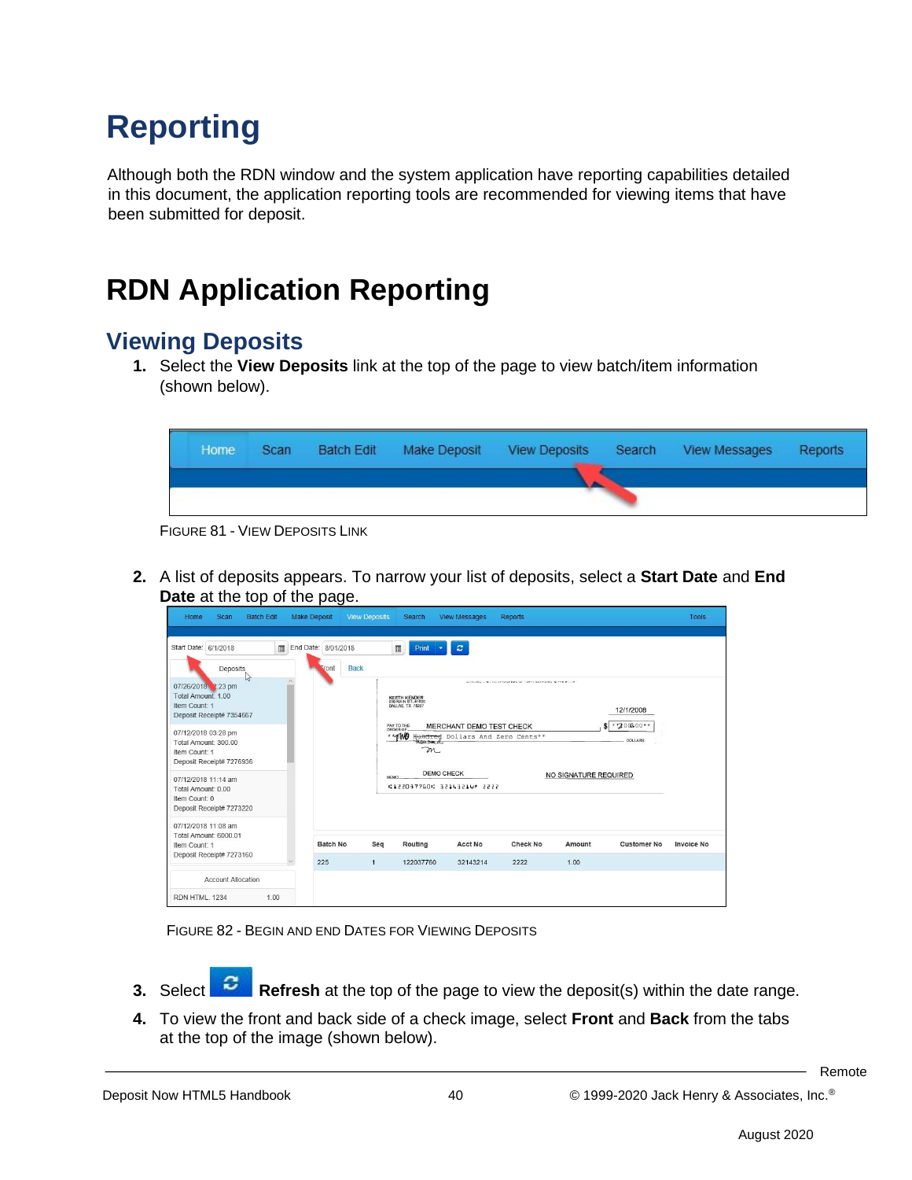# Reporting

Although both the RDN window and the system application have reporting capabilities detailed in this document, the application reporting tools are recommended for viewing items that have been submitted for deposit.

# RDN Application Reporting

## Viewing Deposits

1. Select the **View Deposits** link at the top of the page to view batch/item information (shown below).

FIGURE 81 - VIEW DEPOSITS LINK

2. A list of deposits appears. To narrow your list of deposits, select a **Start Date** and **End Date** at the top of the page.

FIGURE 82 - BEGIN AND END DATES FOR VIEWING DEPOSITS

3. Select **Refresh** at the top of the page to view the deposit(s) within the date range.
4. To view the front and back side of a check image, select **Front** and **Back** from the tabs at the top of the image (shown below).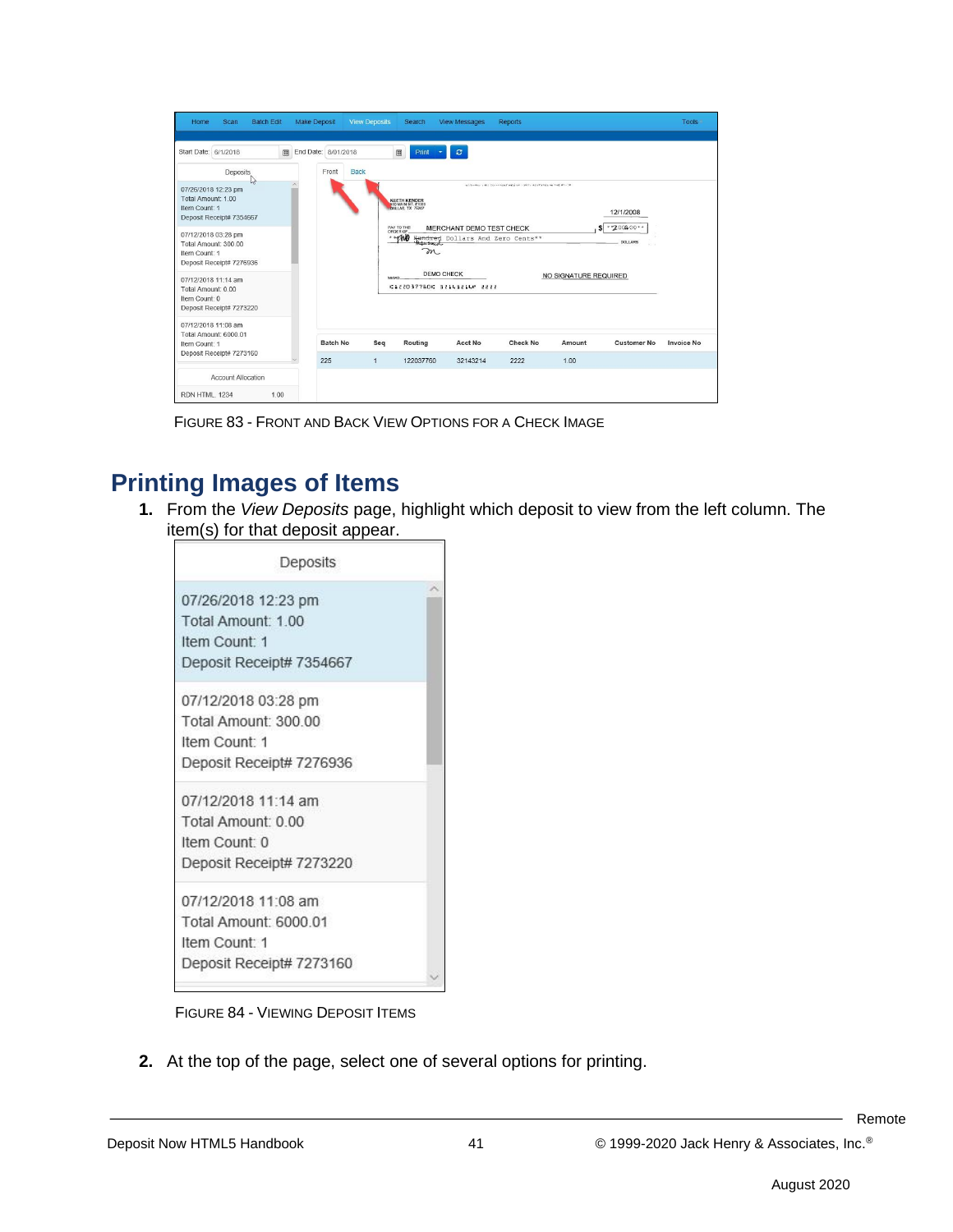Figure 83 - Front and Back View Options for a Check Image

## Printing Images of Items

1. From the *View Deposits* page, highlight which deposit to view from the left column. The item(s) for that deposit appear.

Figure 84 - Viewing Deposit Items

2. At the top of the page, select one of several options for printing.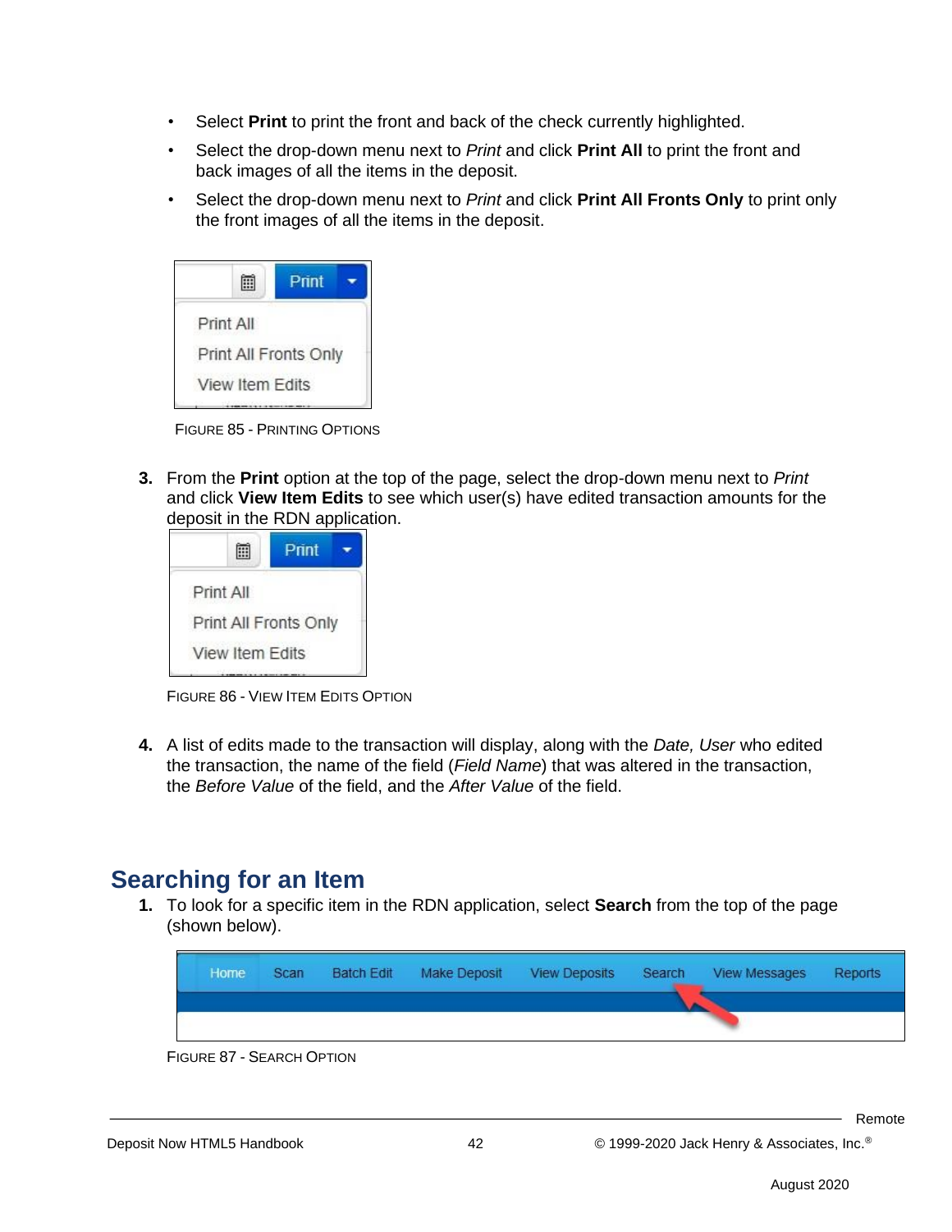- Select **Print** to print the front and back of the check currently highlighted.
- Select the drop-down menu next to *Print* and click **Print All** to print the front and back images of all the items in the deposit.
- Select the drop-down menu next to *Print* and click **Print All Fronts Only** to print only the front images of all the items in the deposit.

FIGURE 85 - PRINTING OPTIONS

3. From the **Print** option at the top of the page, select the drop-down menu next to *Print* and click **View Item Edits** to see which user(s) have edited transaction amounts for the deposit in the RDN application.

FIGURE 86 - VIEW ITEM EDITS OPTION

4. A list of edits made to the transaction will display, along with the *Date, User* who edited the transaction, the name of the field (*Field Name*) that was altered in the transaction, the *Before Value* of the field, and the *After Value* of the field.

## Searching for an Item

1. To look for a specific item in the RDN application, select **Search** from the top of the page (shown below).

FIGURE 87 - SEARCH OPTION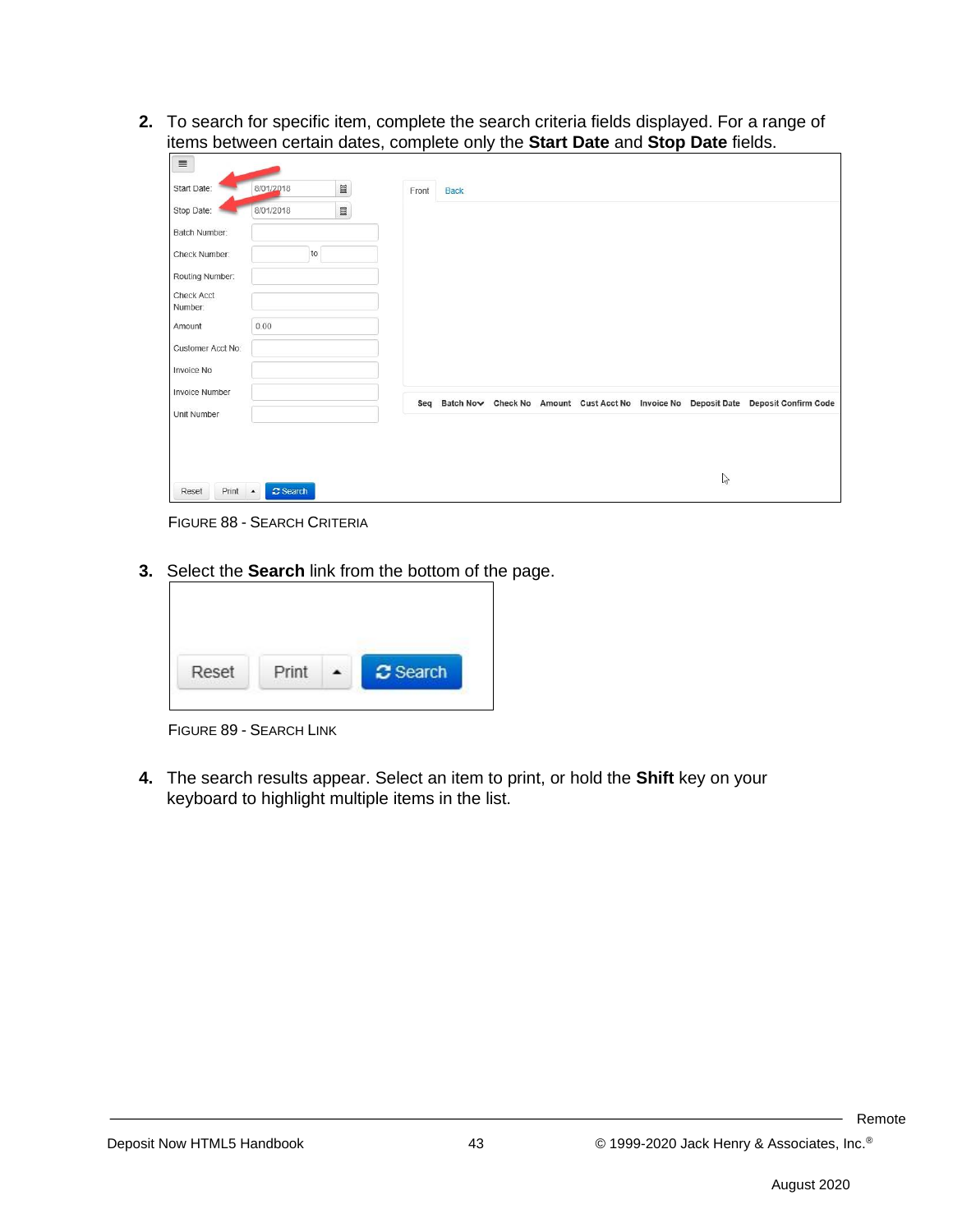2. To search for specific item, complete the search criteria fields displayed. For a range of items between certain dates, complete only the **Start Date** and **Stop Date** fields.

FIGURE 88 - SEARCH CRITERIA

3. Select the **Search** link from the bottom of the page.

FIGURE 89 - SEARCH LINK

4. The search results appear. Select an item to print, or hold the **Shift** key on your keyboard to highlight multiple items in the list.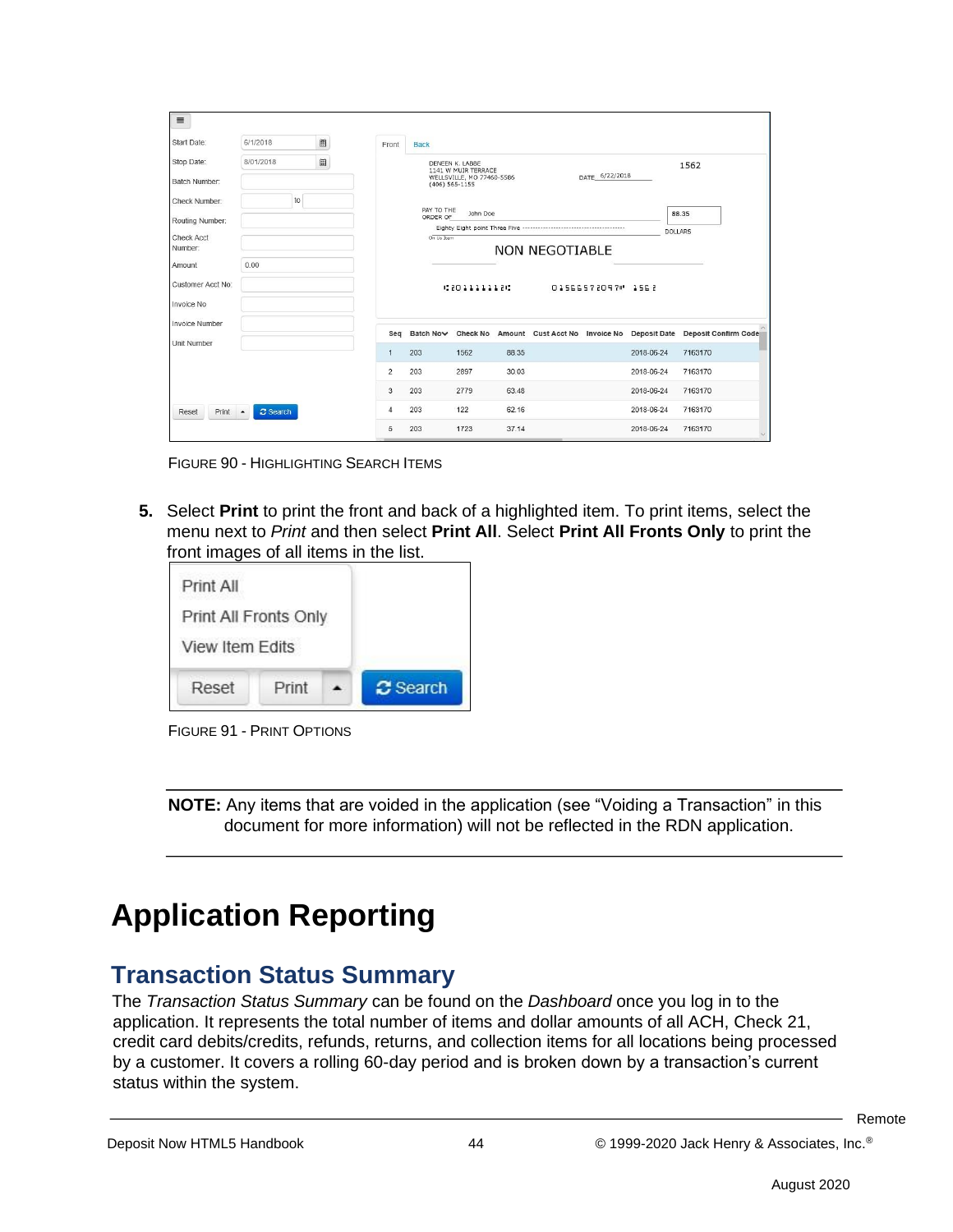FIGURE 90 - HIGHLIGHTING SEARCH ITEMS

5. Select **Print** to print the front and back of a highlighted item. To print items, select the menu next to *Print* and then select **Print All**. Select **Print All Fronts Only** to print the front images of all items in the list.

FIGURE 91 - PRINT OPTIONS

**NOTE:** Any items that are voided in the application (see “Voiding a Transaction” in this document for more information) will not be reflected in the RDN application.

# Application Reporting

## Transaction Status Summary

The *Transaction Status Summary* can be found on the *Dashboard* once you log in to the application. It represents the total number of items and dollar amounts of all ACH, Check 21, credit card debits/credits, refunds, returns, and collection items for all locations being processed by a customer. It covers a rolling 60-day period and is broken down by a transaction’s current status within the system.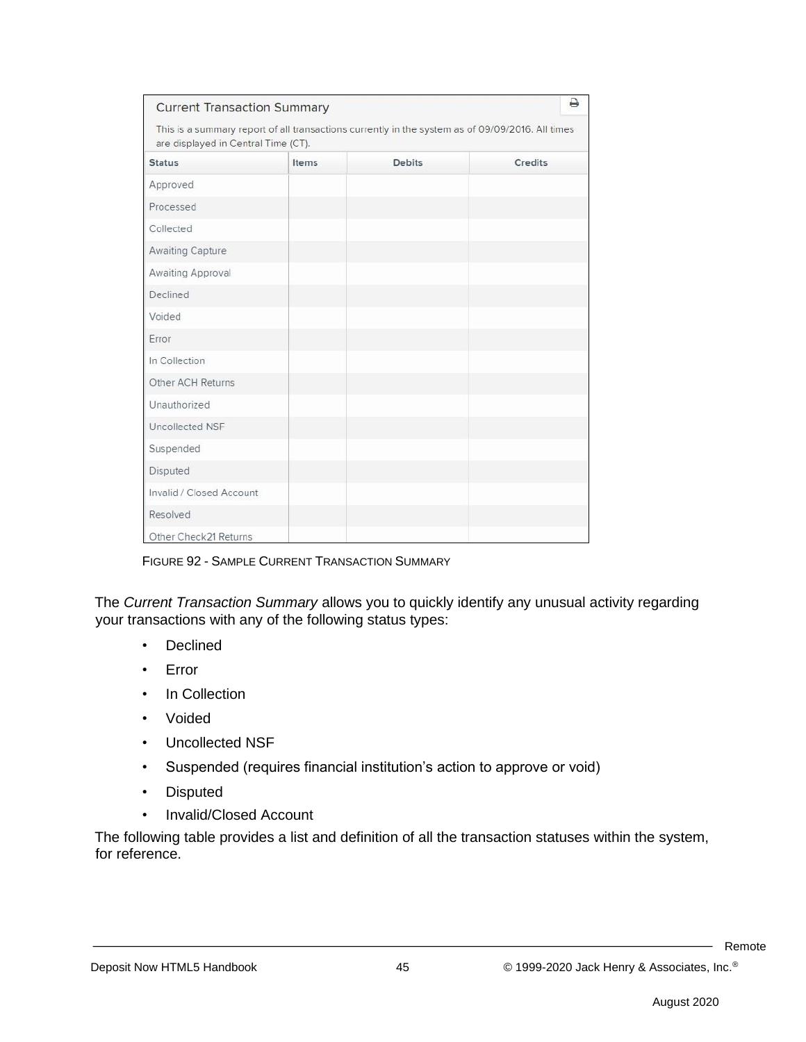**Current Transaction Summary**

This is a summary report of all transactions currently in the system as of 09/09/2016. All times are displayed in Central Time (CT).

| Status | Items | Debits | Credits |
| --- | --- | --- | --- |
| Approved | | | |
| Processed | | | |
| Collected | | | |
| Awaiting Capture | | | |
| Awaiting Approval | | | |
| Declined | | | |
| Voided | | | |
| Error | | | |
| In Collection | | | |
| Other ACH Returns | | | |
| Unauthorized | | | |
| Uncollected NSF | | | |
| Suspended | | | |
| Disputed | | | |
| Invalid / Closed Account | | | |
| Resolved | | | |
| Other Check21 Returns | | | |

FIGURE 92 - SAMPLE CURRENT TRANSACTION SUMMARY

The *Current Transaction Summary* allows you to quickly identify any unusual activity regarding your transactions with any of the following status types:

- Declined
- Error
- In Collection
- Voided
- Uncollected NSF
- Suspended (requires financial institution's action to approve or void)
- Disputed
- Invalid/Closed Account

The following table provides a list and definition of all the transaction statuses within the system, for reference.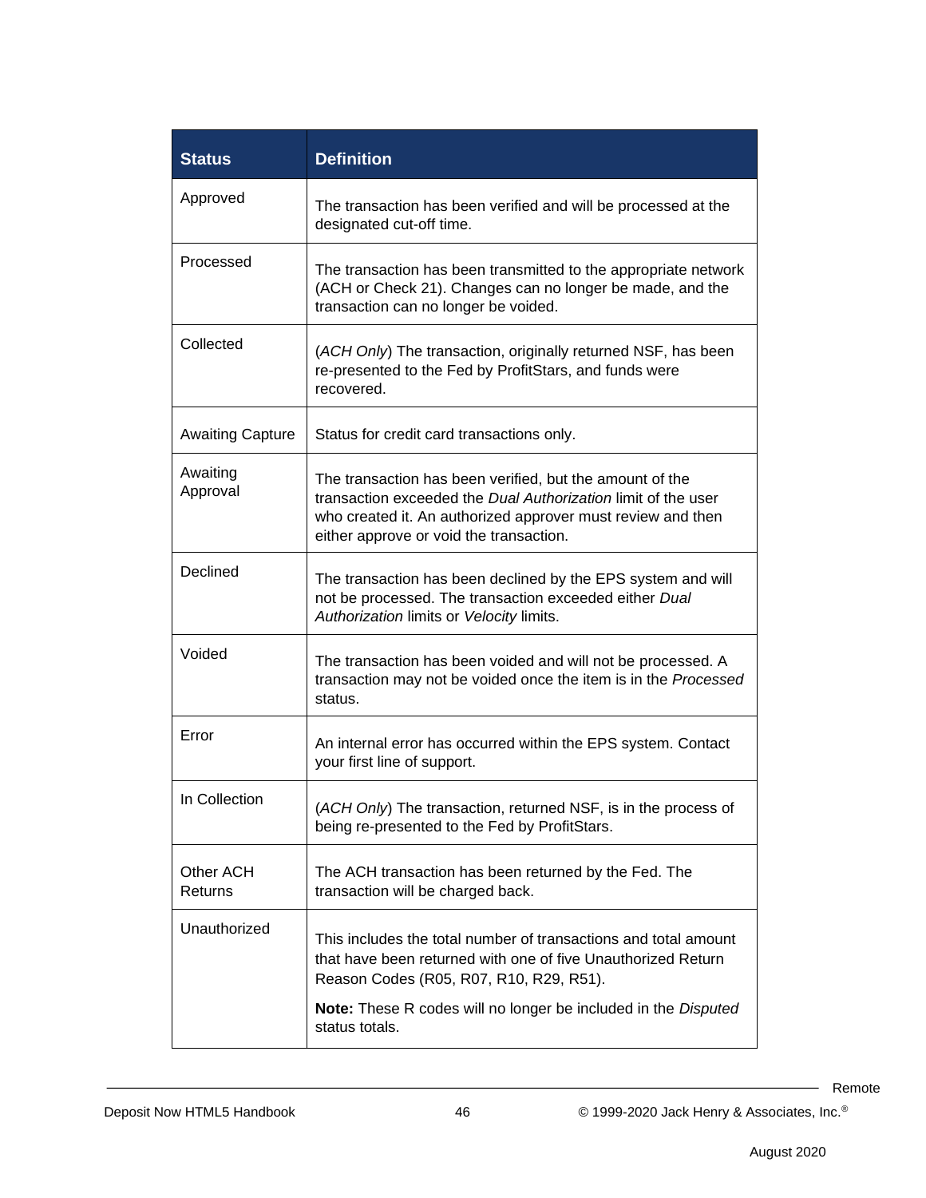| Status | Definition |
|---|---|
| Approved | The transaction has been verified and will be processed at the designated cut-off time. |
| Processed | The transaction has been transmitted to the appropriate network (ACH or Check 21). Changes can no longer be made, and the transaction can no longer be voided. |
| Collected | (*ACH Only*) The transaction, originally returned NSF, has been re-presented to the Fed by ProfitStars, and funds were recovered. |
| Awaiting Capture | Status for credit card transactions only. |
| Awaiting Approval | The transaction has been verified, but the amount of the transaction exceeded the *Dual Authorization* limit of the user who created it. An authorized approver must review and then either approve or void the transaction. |
| Declined | The transaction has been declined by the EPS system and will not be processed. The transaction exceeded either *Dual Authorization* limits or *Velocity* limits. |
| Voided | The transaction has been voided and will not be processed. A transaction may not be voided once the item is in the *Processed* status. |
| Error | An internal error has occurred within the EPS system. Contact your first line of support. |
| In Collection | (*ACH Only*) The transaction, returned NSF, is in the process of being re-presented to the Fed by ProfitStars. |
| Other ACH Returns | The ACH transaction has been returned by the Fed. The transaction will be charged back. |
| Unauthorized | This includes the total number of transactions and total amount that have been returned with one of five Unauthorized Return Reason Codes (R05, R07, R10, R29, R51).<br><br>**Note:** These R codes will no longer be included in the *Disputed* status totals. |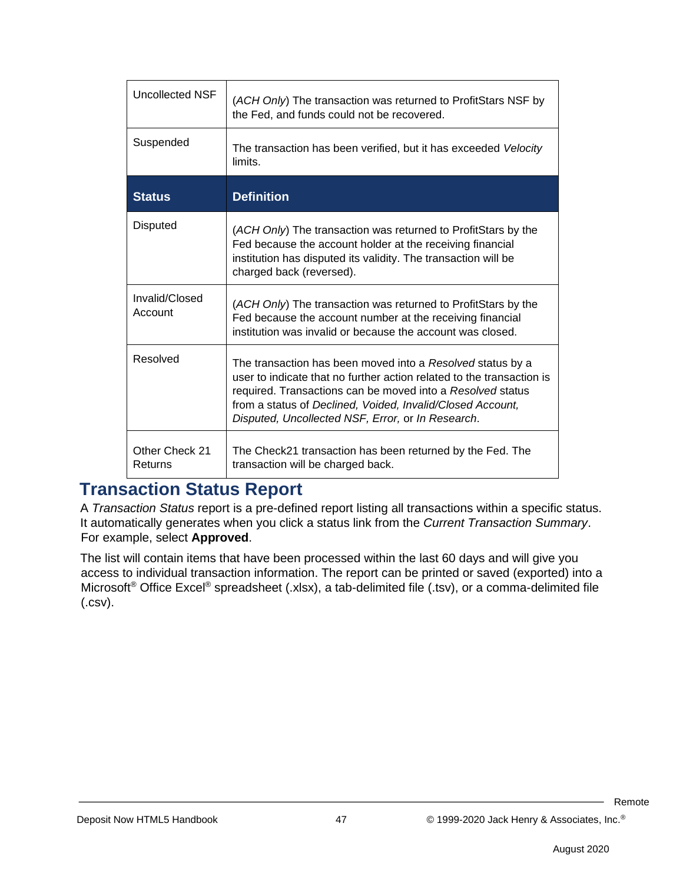| Status | Definition |
| --- | --- |
| Uncollected NSF | (*ACH Only*) The transaction was returned to ProfitStars NSF by the Fed, and funds could not be recovered. |
| Suspended | The transaction has been verified, but it has exceeded *Velocity* limits. |
| Disputed | (*ACH Only*) The transaction was returned to ProfitStars by the Fed because the account holder at the receiving financial institution has disputed its validity. The transaction will be charged back (reversed). |
| Invalid/Closed Account | (*ACH Only*) The transaction was returned to ProfitStars by the Fed because the account number at the receiving financial institution was invalid or because the account was closed. |
| Resolved | The transaction has been moved into a *Resolved* status by a user to indicate that no further action related to the transaction is required. Transactions can be moved into a *Resolved* status from a status of *Declined, Voided, Invalid/Closed Account, Disputed, Uncollected NSF, Error,* or *In Research*. |
| Other Check 21 Returns | The Check21 transaction has been returned by the Fed. The transaction will be charged back. |

## Transaction Status Report

A *Transaction Status* report is a pre-defined report listing all transactions within a specific status. It automatically generates when you click a status link from the *Current Transaction Summary*. For example, select **Approved**.

The list will contain items that have been processed within the last 60 days and will give you access to individual transaction information. The report can be printed or saved (exported) into a Microsoft® Office Excel® spreadsheet (.xlsx), a tab-delimited file (.tsv), or a comma-delimited file (.csv).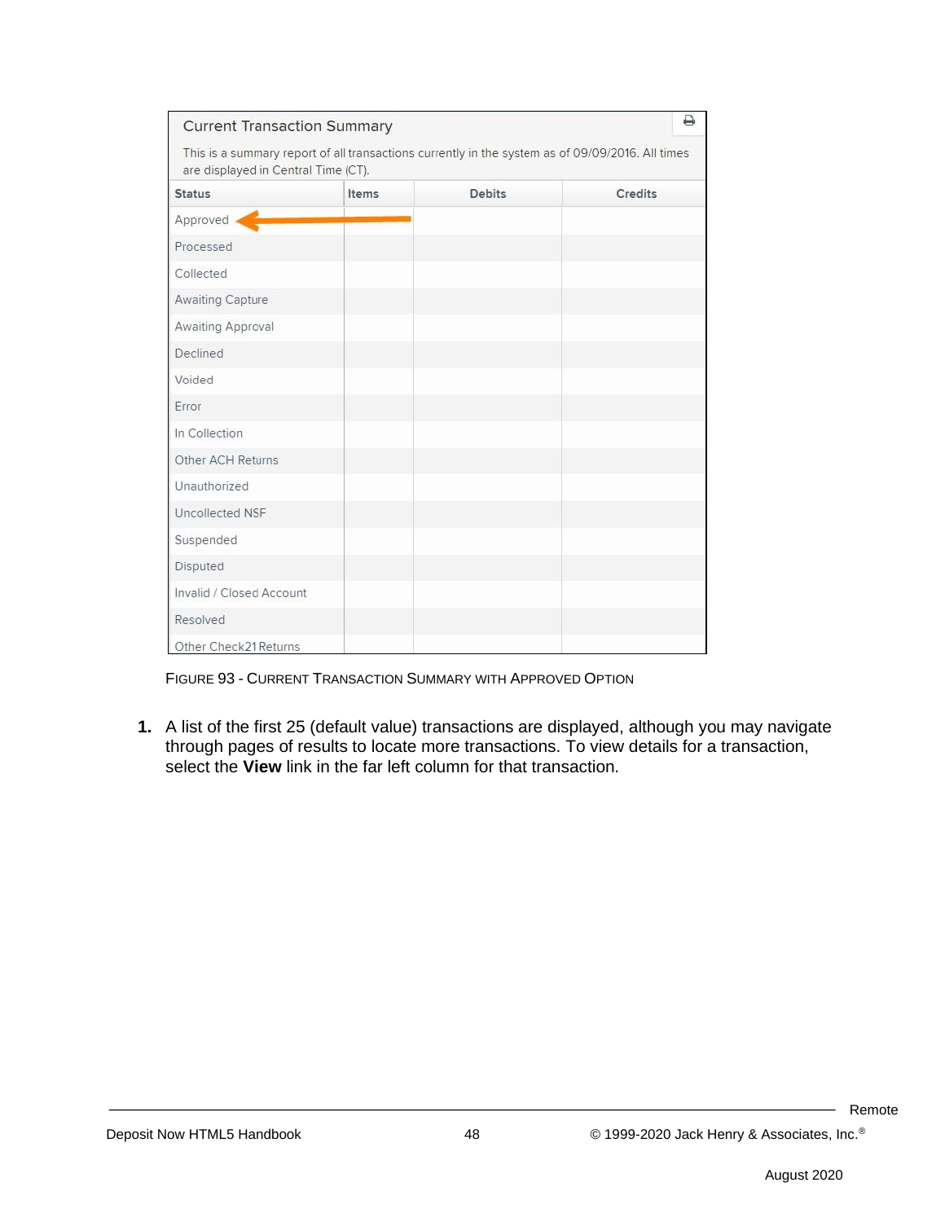### Current Transaction Summary

This is a summary report of all transactions currently in the system as of 09/09/2016. All times are displayed in Central Time (CT).

| Status | Items | Debits | Credits |
| --- | --- | --- | --- |
| Approved | | | |
| Processed | | | |
| Collected | | | |
| Awaiting Capture | | | |
| Awaiting Approval | | | |
| Declined | | | |
| Voided | | | |
| Error | | | |
| In Collection | | | |
| Other ACH Returns | | | |
| Unauthorized | | | |
| Uncollected NSF | | | |
| Suspended | | | |
| Disputed | | | |
| Invalid / Closed Account | | | |
| Resolved | | | |
| Other Check21 Returns | | | |

FIGURE 93 - CURRENT TRANSACTION SUMMARY WITH APPROVED OPTION

1. A list of the first 25 (default value) transactions are displayed, although you may navigate through pages of results to locate more transactions. To view details for a transaction, select the **View** link in the far left column for that transaction.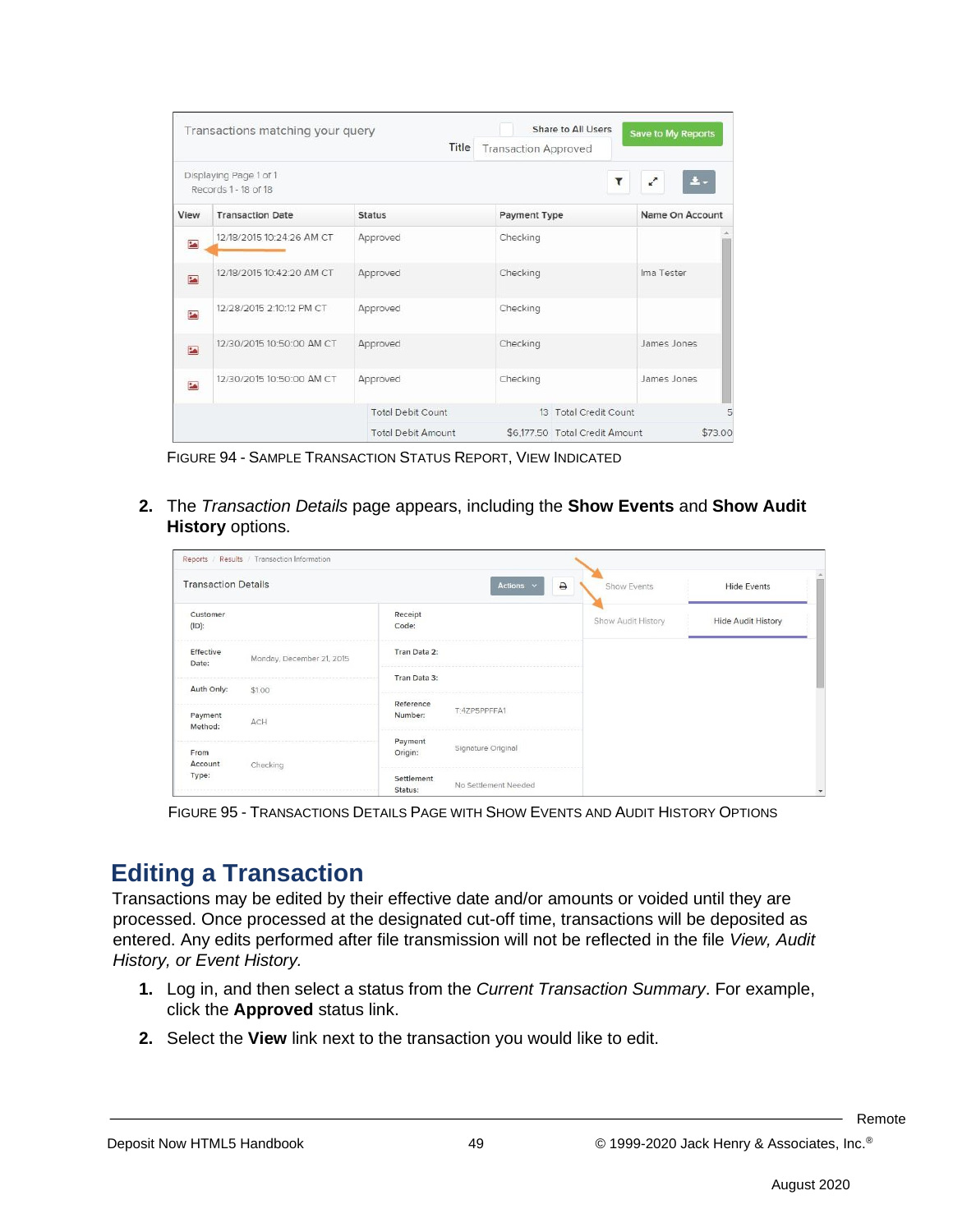FIGURE 94 - SAMPLE TRANSACTION STATUS REPORT, VIEW INDICATED

2. The *Transaction Details* page appears, including the **Show Events** and **Show Audit History** options.

FIGURE 95 - TRANSACTIONS DETAILS PAGE WITH SHOW EVENTS AND AUDIT HISTORY OPTIONS

## Editing a Transaction

Transactions may be edited by their effective date and/or amounts or voided until they are processed. Once processed at the designated cut-off time, transactions will be deposited as entered. Any edits performed after file transmission will not be reflected in the file *View, Audit History, or Event History.*

1. Log in, and then select a status from the *Current Transaction Summary*. For example, click the **Approved** status link.
2. Select the **View** link next to the transaction you would like to edit.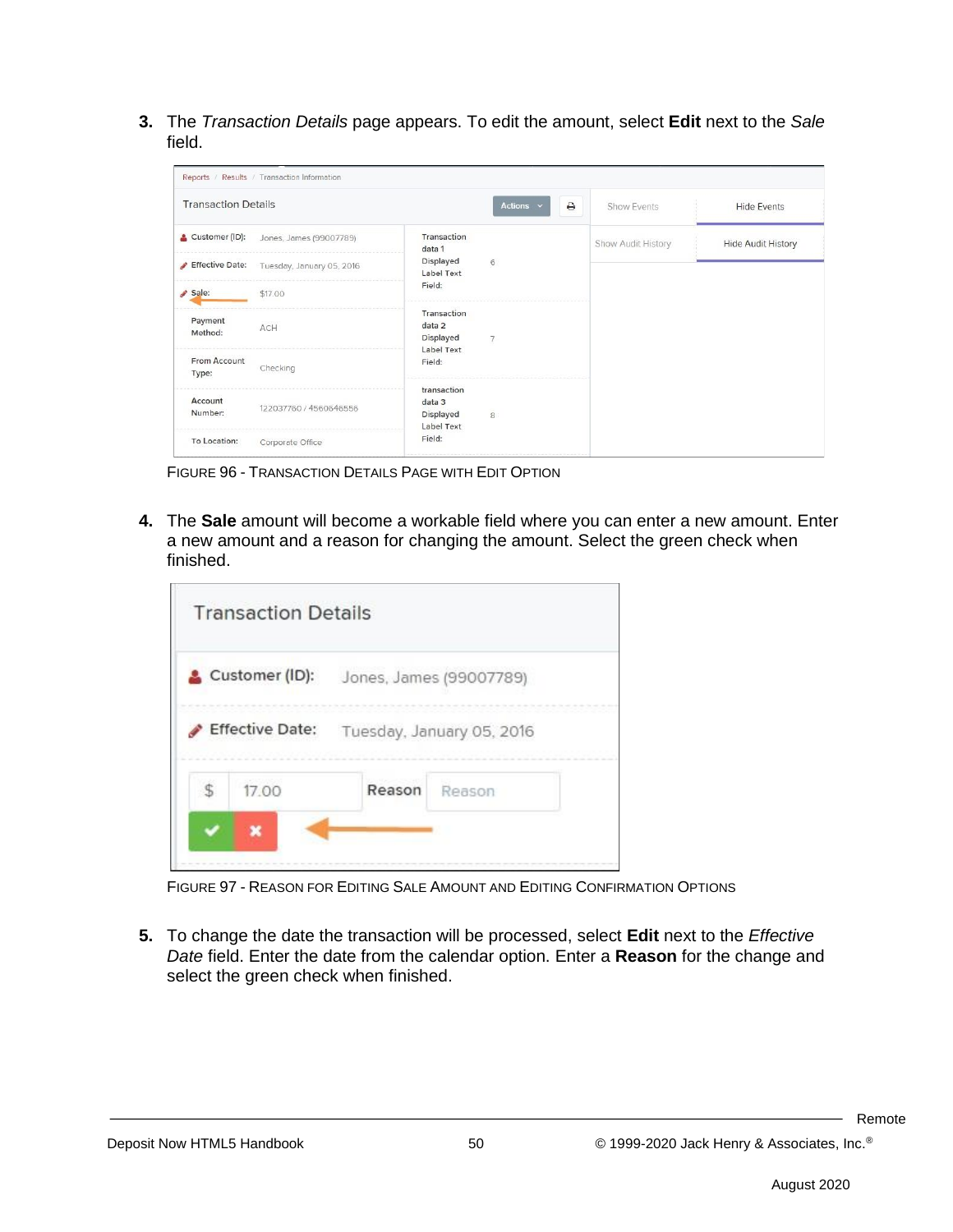3. The *Transaction Details* page appears. To edit the amount, select **Edit** next to the *Sale* field.

FIGURE 96 - TRANSACTION DETAILS PAGE WITH EDIT OPTION

4. The **Sale** amount will become a workable field where you can enter a new amount. Enter a new amount and a reason for changing the amount. Select the green check when finished.

FIGURE 97 - REASON FOR EDITING SALE AMOUNT AND EDITING CONFIRMATION OPTIONS

5. To change the date the transaction will be processed, select **Edit** next to the *Effective Date* field. Enter the date from the calendar option. Enter a **Reason** for the change and select the green check when finished.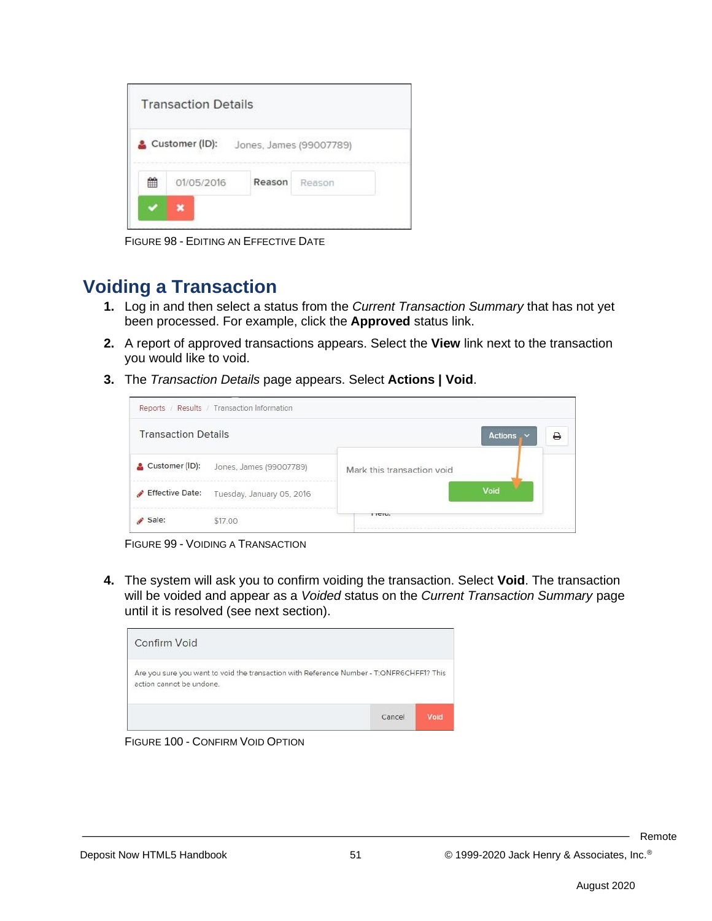FIGURE 98 - EDITING AN EFFECTIVE DATE

## Voiding a Transaction

1. Log in and then select a status from the *Current Transaction Summary* that has not yet been processed. For example, click the **Approved** status link.
2. A report of approved transactions appears. Select the **View** link next to the transaction you would like to void.
3. The *Transaction Details* page appears. Select **Actions | Void**.

FIGURE 99 - VOIDING A TRANSACTION

4. The system will ask you to confirm voiding the transaction. Select **Void**. The transaction will be voided and appear as a *Voided* status on the *Current Transaction Summary* page until it is resolved (see next section).

FIGURE 100 - CONFIRM VOID OPTION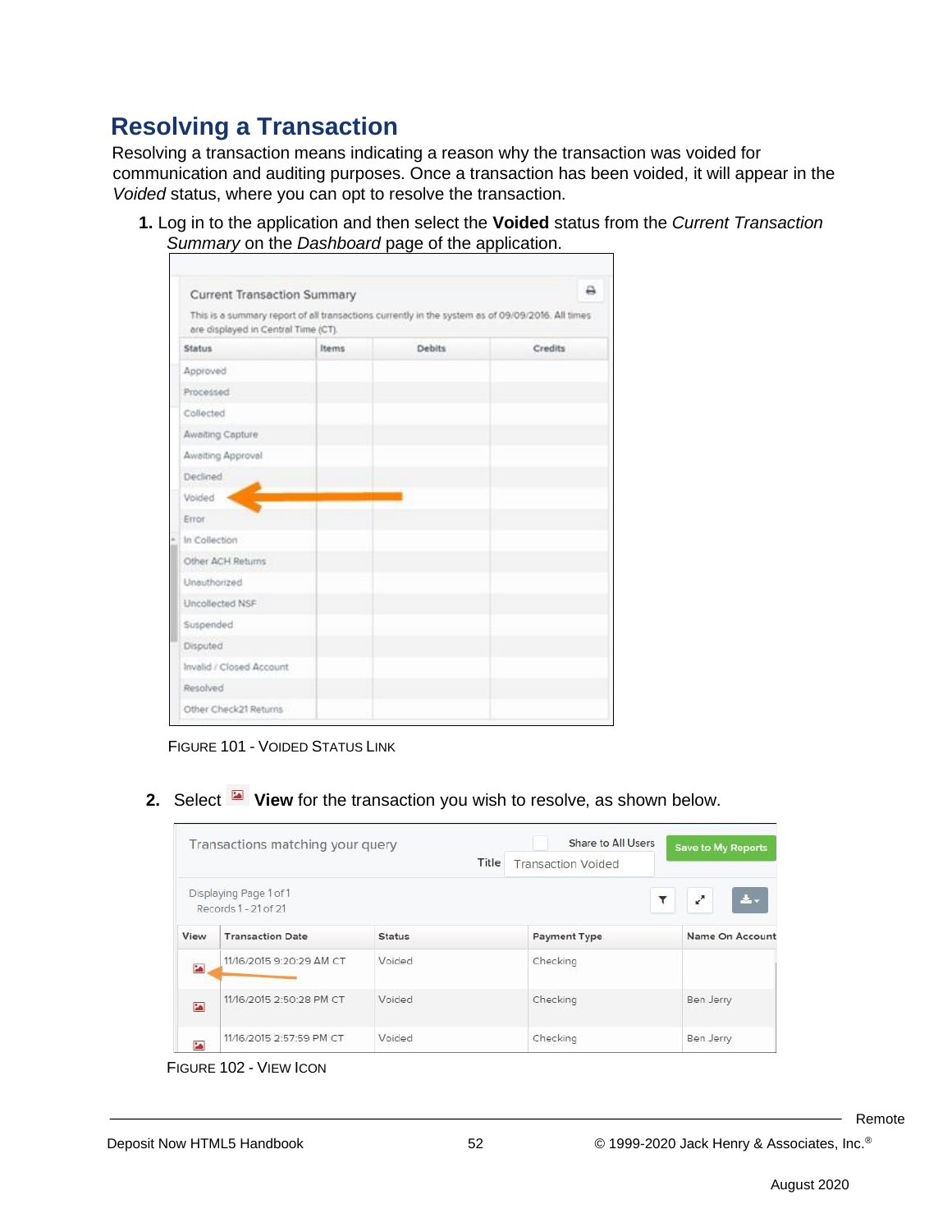# Resolving a Transaction

Resolving a transaction means indicating a reason why the transaction was voided for communication and auditing purposes. Once a transaction has been voided, it will appear in the *Voided* status, where you can opt to resolve the transaction.

1. Log in to the application and then select the **Voided** status from the *Current Transaction Summary* on the *Dashboard* page of the application.

Current Transaction Summary

This is a summary report of all transactions currently in the system as of 09/09/2016. All times are displayed in Central Time (CT).

| Status | Items | Debits | Credits |
|---|---|---|---|
| Approved | | | |
| Processed | | | |
| Collected | | | |
| Awaiting Capture | | | |
| Awaiting Approval | | | |
| Declined | | | |
| Voided | | | |
| Error | | | |
| In Collection | | | |
| Other ACH Returns | | | |
| Unauthorized | | | |
| Uncollected NSF | | | |
| Suspended | | | |
| Disputed | | | |
| Invalid / Closed Account | | | |
| Resolved | | | |
| Other Check21 Returns | | | |

FIGURE 101 - VOIDED STATUS LINK

2. Select **View** for the transaction you wish to resolve, as shown below.

Transactions matching your query — Share to All Users — Save to My Reports — Title: Transaction Voided

Displaying Page 1 of 1
Records 1 - 21 of 21

| View | Transaction Date | Status | Payment Type | Name On Account |
|---|---|---|---|---|
| | 11/16/2015 9:20:29 AM CT | Voided | Checking | |
| | 11/16/2015 2:50:28 PM CT | Voided | Checking | Ben Jerry |
| | 11/16/2015 2:57:59 PM CT | Voided | Checking | Ben Jerry |

FIGURE 102 - VIEW ICON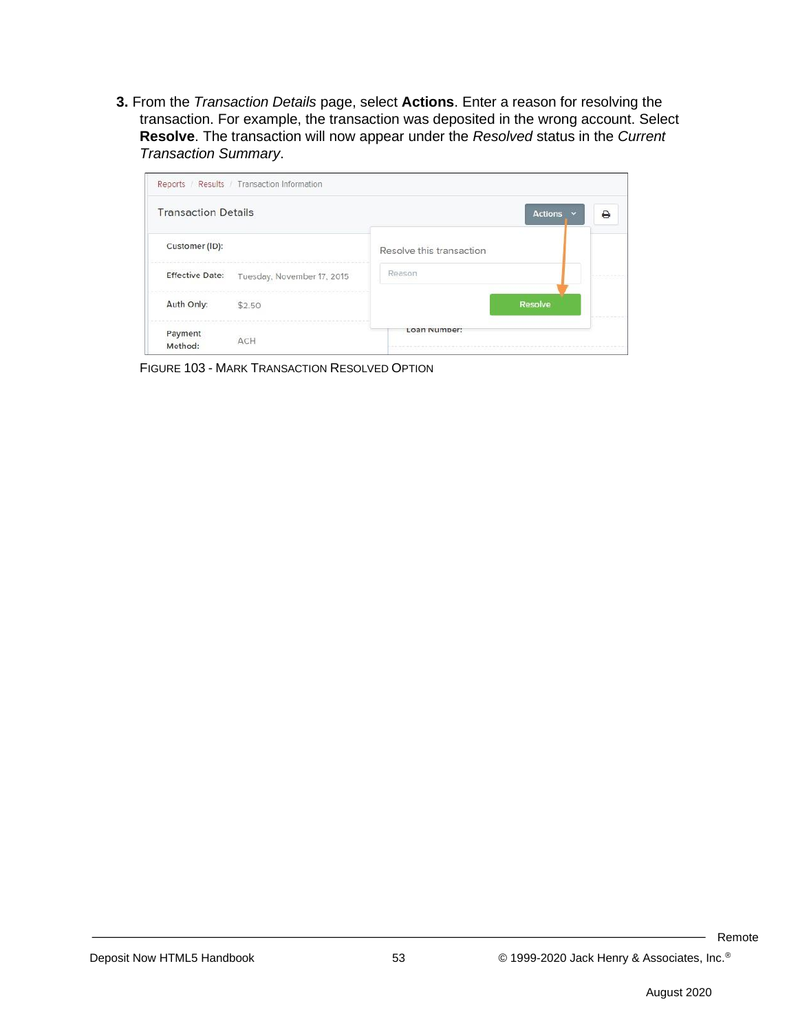3. From the *Transaction Details* page, select **Actions**. Enter a reason for resolving the transaction. For example, the transaction was deposited in the wrong account. Select **Resolve**. The transaction will now appear under the *Resolved* status in the *Current Transaction Summary*.

FIGURE 103 - MARK TRANSACTION RESOLVED OPTION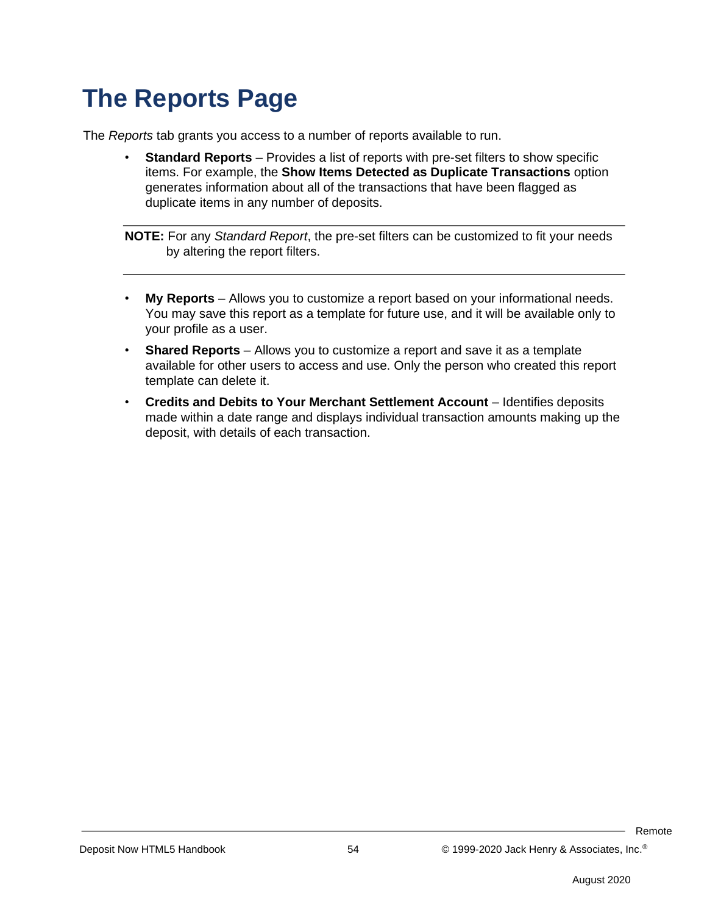# The Reports Page

The *Reports* tab grants you access to a number of reports available to run.

- **Standard Reports** – Provides a list of reports with pre-set filters to show specific items. For example, the **Show Items Detected as Duplicate Transactions** option generates information about all of the transactions that have been flagged as duplicate items in any number of deposits.

---

**NOTE:** For any *Standard Report*, the pre-set filters can be customized to fit your needs by altering the report filters.

---

- **My Reports** – Allows you to customize a report based on your informational needs. You may save this report as a template for future use, and it will be available only to your profile as a user.
- **Shared Reports** – Allows you to customize a report and save it as a template available for other users to access and use. Only the person who created this report template can delete it.
- **Credits and Debits to Your Merchant Settlement Account** – Identifies deposits made within a date range and displays individual transaction amounts making up the deposit, with details of each transaction.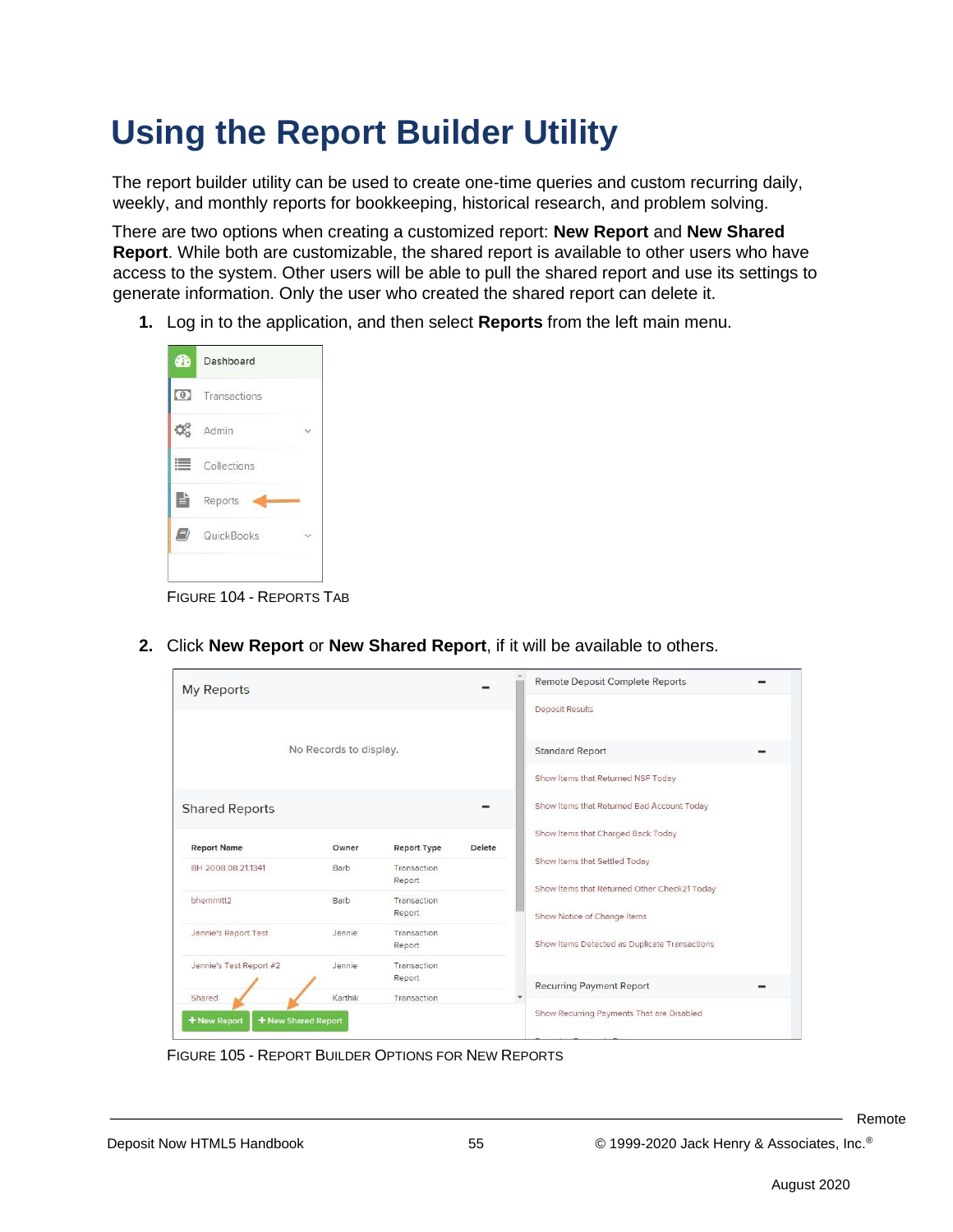# Using the Report Builder Utility

The report builder utility can be used to create one-time queries and custom recurring daily, weekly, and monthly reports for bookkeeping, historical research, and problem solving.

There are two options when creating a customized report: **New Report** and **New Shared Report**. While both are customizable, the shared report is available to other users who have access to the system. Other users will be able to pull the shared report and use its settings to generate information. Only the user who created the shared report can delete it.

1. Log in to the application, and then select **Reports** from the left main menu.

FIGURE 104 - REPORTS TAB

2. Click **New Report** or **New Shared Report**, if it will be available to others.

FIGURE 105 - REPORT BUILDER OPTIONS FOR NEW REPORTS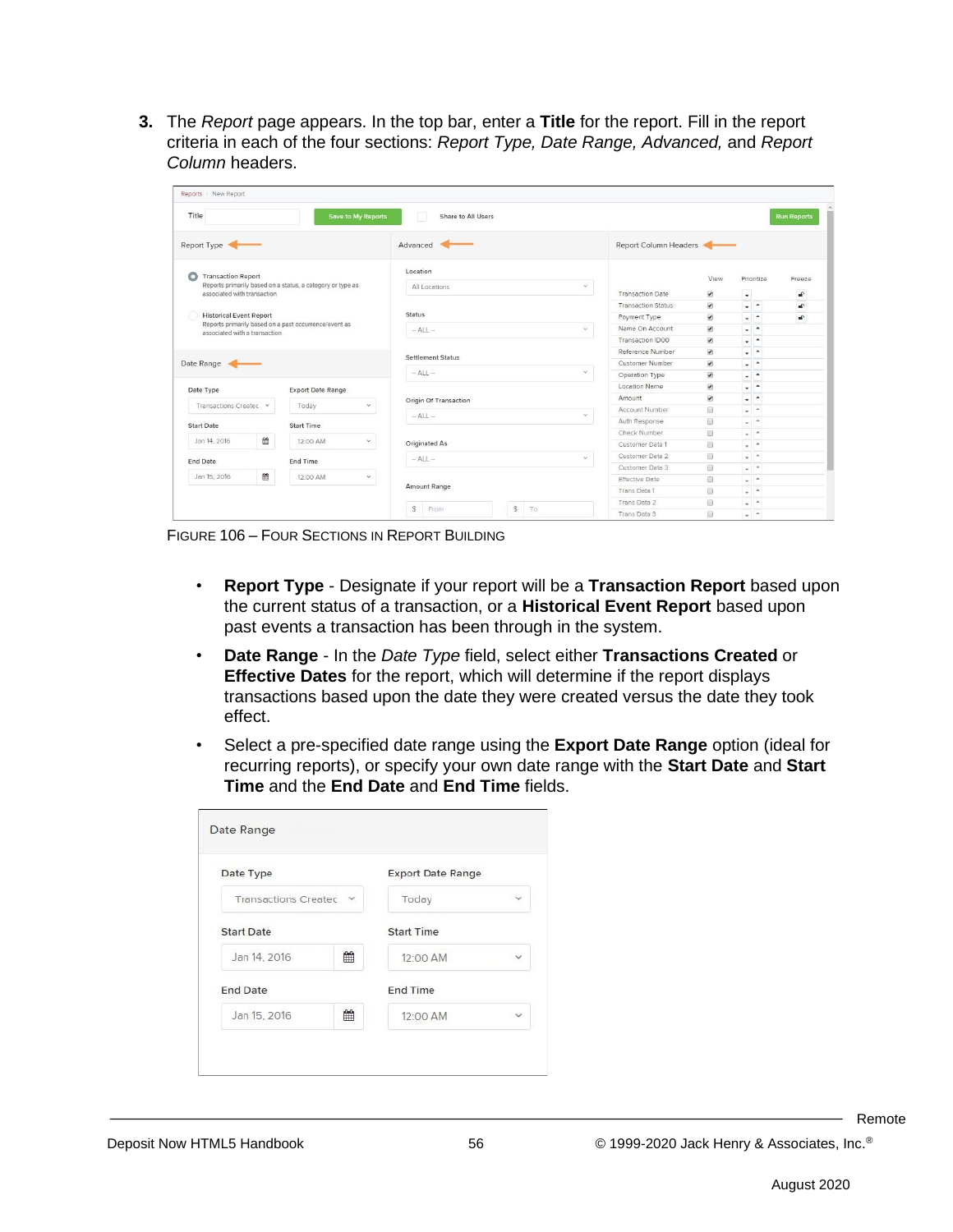3. The *Report* page appears. In the top bar, enter a **Title** for the report. Fill in the report criteria in each of the four sections: *Report Type, Date Range, Advanced,* and *Report Column* headers.

FIGURE 106 – FOUR SECTIONS IN REPORT BUILDING

- **Report Type** - Designate if your report will be a **Transaction Report** based upon the current status of a transaction, or a **Historical Event Report** based upon past events a transaction has been through in the system.
- **Date Range** - In the *Date Type* field, select either **Transactions Created** or **Effective Dates** for the report, which will determine if the report displays transactions based upon the date they were created versus the date they took effect.
- Select a pre-specified date range using the **Export Date Range** option (ideal for recurring reports), or specify your own date range with the **Start Date** and **Start Time** and the **End Date** and **End Time** fields.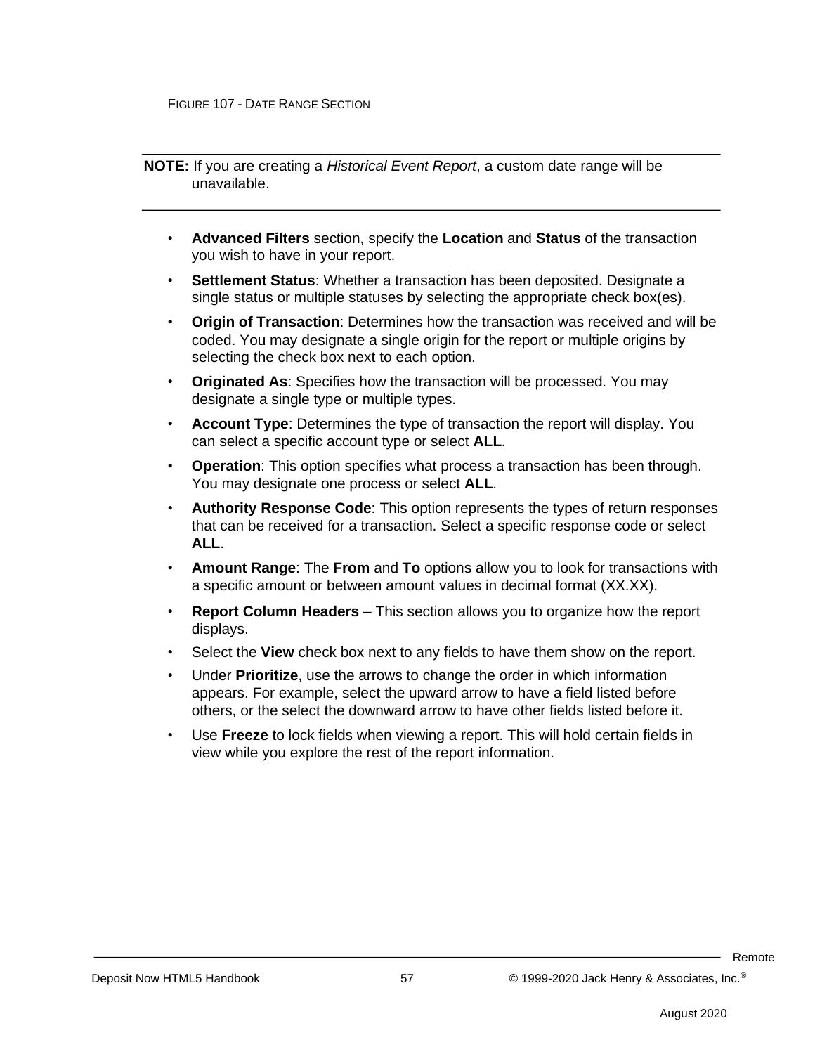FIGURE 107 - DATE RANGE SECTION

---

**NOTE:** If you are creating a *Historical Event Report*, a custom date range will be unavailable.

---

- **Advanced Filters** section, specify the **Location** and **Status** of the transaction you wish to have in your report.
- **Settlement Status**: Whether a transaction has been deposited. Designate a single status or multiple statuses by selecting the appropriate check box(es).
- **Origin of Transaction**: Determines how the transaction was received and will be coded. You may designate a single origin for the report or multiple origins by selecting the check box next to each option.
- **Originated As**: Specifies how the transaction will be processed. You may designate a single type or multiple types.
- **Account Type**: Determines the type of transaction the report will display. You can select a specific account type or select **ALL**.
- **Operation**: This option specifies what process a transaction has been through. You may designate one process or select **ALL**.
- **Authority Response Code**: This option represents the types of return responses that can be received for a transaction. Select a specific response code or select **ALL**.
- **Amount Range**: The **From** and **To** options allow you to look for transactions with a specific amount or between amount values in decimal format (XX.XX).
- **Report Column Headers** – This section allows you to organize how the report displays.
- Select the **View** check box next to any fields to have them show on the report.
- Under **Prioritize**, use the arrows to change the order in which information appears. For example, select the upward arrow to have a field listed before others, or the select the downward arrow to have other fields listed before it.
- Use **Freeze** to lock fields when viewing a report. This will hold certain fields in view while you explore the rest of the report information.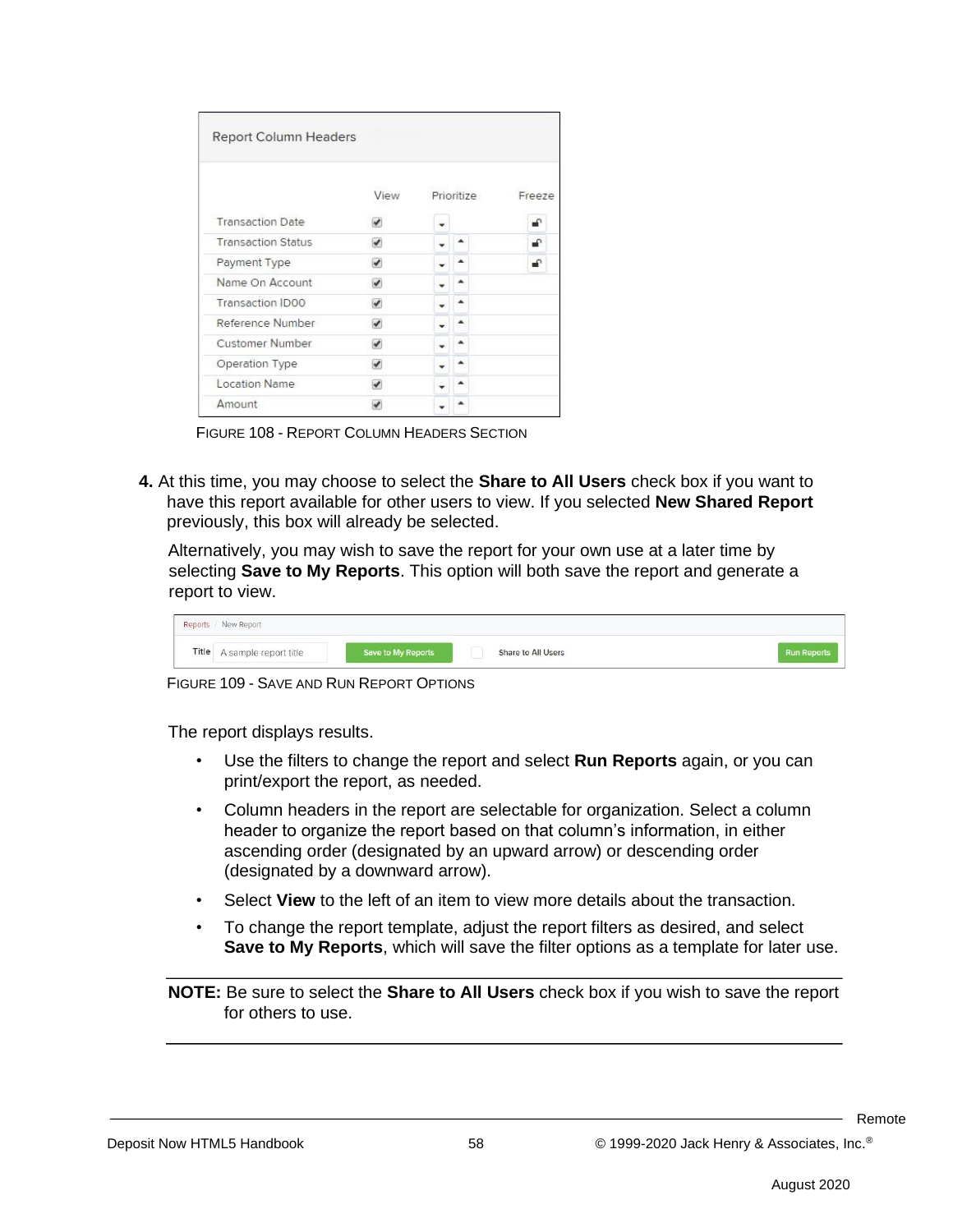FIGURE 108 - REPORT COLUMN HEADERS SECTION

**4.** At this time, you may choose to select the **Share to All Users** check box if you want to have this report available for other users to view. If you selected **New Shared Report** previously, this box will already be selected.

Alternatively, you may wish to save the report for your own use at a later time by selecting **Save to My Reports**. This option will both save the report and generate a report to view.

FIGURE 109 - SAVE AND RUN REPORT OPTIONS

The report displays results.

- Use the filters to change the report and select **Run Reports** again, or you can print/export the report, as needed.
- Column headers in the report are selectable for organization. Select a column header to organize the report based on that column's information, in either ascending order (designated by an upward arrow) or descending order (designated by a downward arrow).
- Select **View** to the left of an item to view more details about the transaction.
- To change the report template, adjust the report filters as desired, and select **Save to My Reports**, which will save the filter options as a template for later use.

---

**NOTE:** Be sure to select the **Share to All Users** check box if you wish to save the report for others to use.

---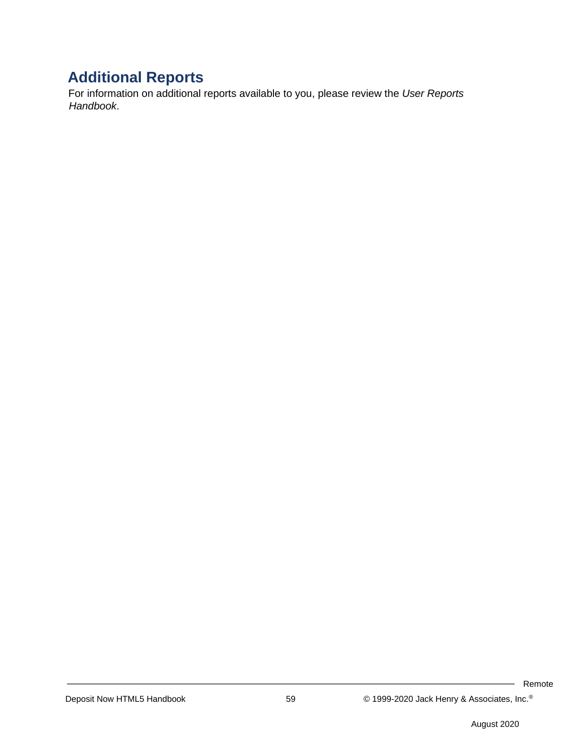## Additional Reports

For information on additional reports available to you, please review the *User Reports Handbook*.